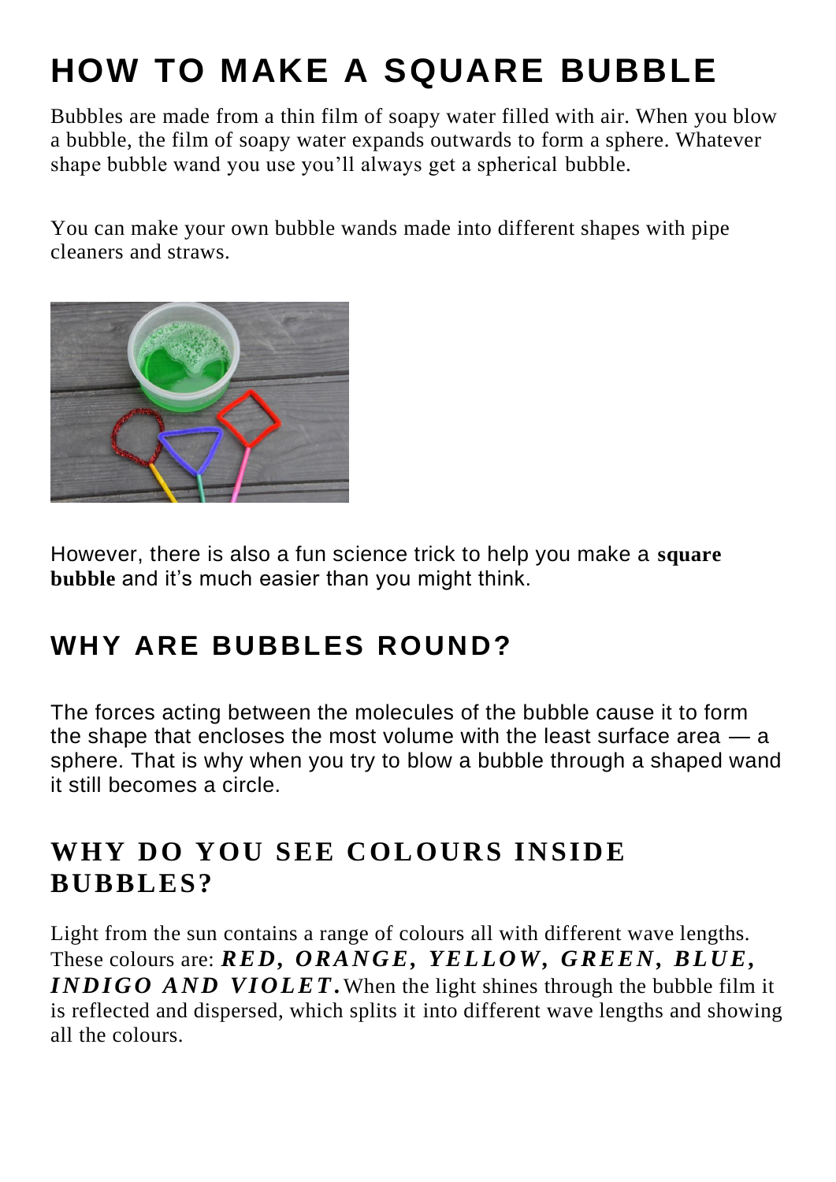# HOW TO MAKE A SQUARE BUBBLE

Bubbles are made from a thin film of soapy water filled with air. When you blow a bubble, the film of soapy water expands outwards to form a sphere. Whatever shape bubble wand you use you'll always get a spherical bubble.

You can make your own bubble wands made into different shapes with pipe cleaners and straws.

However, there is also a fun science trick to help you make a **square bubble** and it's much easier than you might think.

## WHY ARE BUBBLES ROUND?

The forces acting between the molecules of the bubble cause it to form the shape that encloses the most volume with the least surface area — a sphere. That is why when you try to blow a bubble through a shaped wand it still becomes a circle.

## WHY DO YOU SEE COLOURS INSIDE BUBBLES?

Light from the sun contains a range of colours all with different wave lengths. These colours are: ***RED, ORANGE, YELLOW, GREEN, BLUE, INDIGO AND VIOLET.*** When the light shines through the bubble film it is reflected and dispersed, which splits it into different wave lengths and showing all the colours.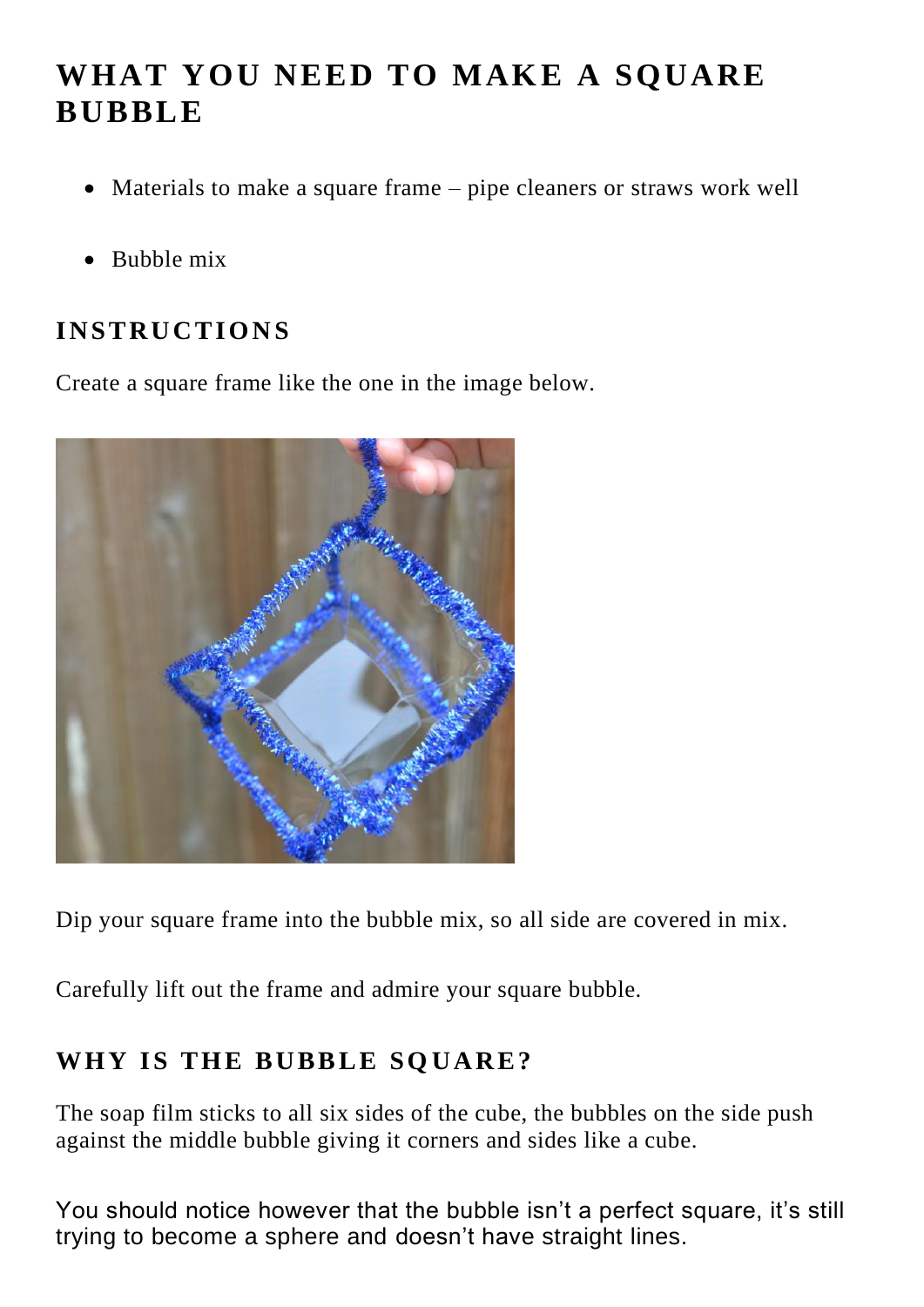## WHAT YOU NEED TO MAKE A SQUARE BUBBLE

- Materials to make a square frame – pipe cleaners or straws work well
- Bubble mix

### INSTRUCTIONS

Create a square frame like the one in the image below.

Dip your square frame into the bubble mix, so all side are covered in mix.

Carefully lift out the frame and admire your square bubble.

### WHY IS THE BUBBLE SQUARE?

The soap film sticks to all six sides of the cube, the bubbles on the side push against the middle bubble giving it corners and sides like a cube.

You should notice however that the bubble isn't a perfect square, it's still trying to become a sphere and doesn't have straight lines.